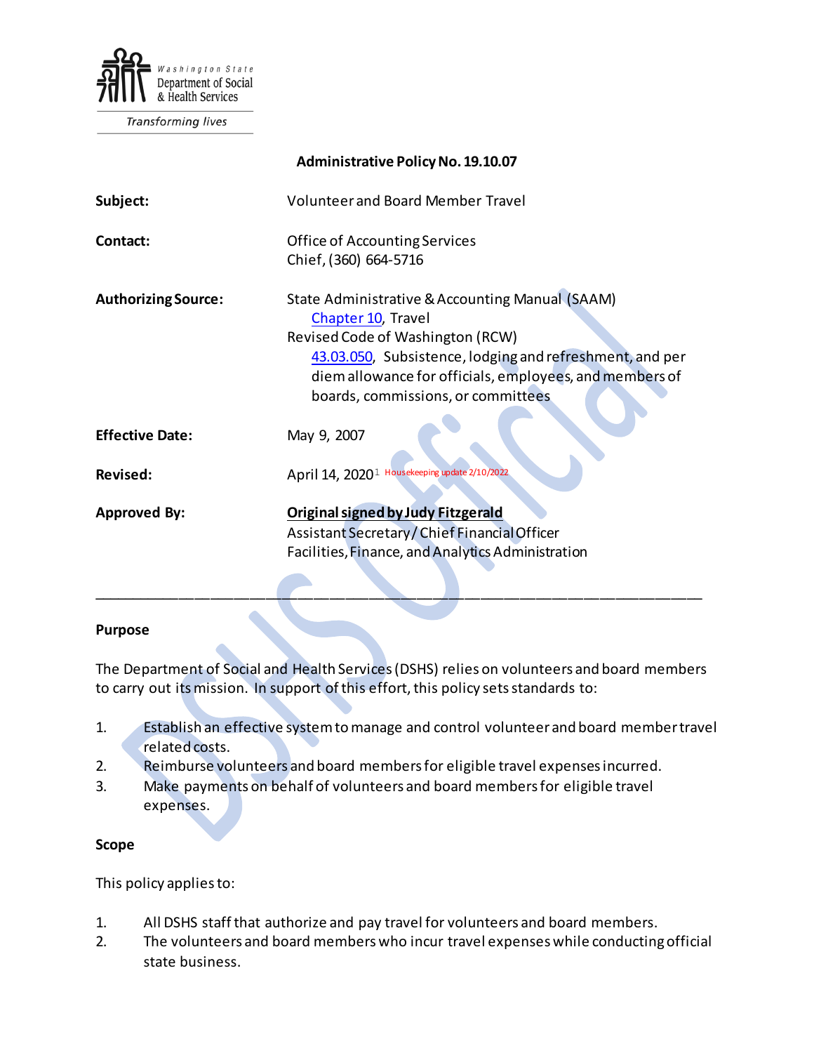Washington State Department of Social & Health Services

*Transforming lives*

**Administrative Policy No. 19.10.07**

| | |
|---|---|
| **Subject:** | Volunteer and Board Member Travel |
| **Contact:** | Office of Accounting Services<br>Chief, (360) 664-5716 |
| **Authorizing Source:** | State Administrative & Accounting Manual (SAAM)<br>[Chapter 10](), Travel<br>Revised Code of Washington (RCW)<br>[43.03.050](), Subsistence, lodging and refreshment, and per diem allowance for officials, employees, and members of boards, commissions, or committees |
| **Effective Date:** | May 9, 2007 |
| **Revised:** | April 14, 2020[1] Housekeeping update 2/10/2022 |
| **Approved By:** | **Original signed by Judy Fitzgerald**<br>Assistant Secretary / Chief Financial Officer<br>Facilities, Finance, and Analytics Administration |

---

## Purpose

The Department of Social and Health Services (DSHS) relies on volunteers and board members to carry out its mission. In support of this effort, this policy sets standards to:

1. Establish an effective system to manage and control volunteer and board member travel related costs.
2. Reimburse volunteers and board members for eligible travel expenses incurred.
3. Make payments on behalf of volunteers and board members for eligible travel expenses.

## Scope

This policy applies to:

1. All DSHS staff that authorize and pay travel for volunteers and board members.
2. The volunteers and board members who incur travel expenses while conducting official state business.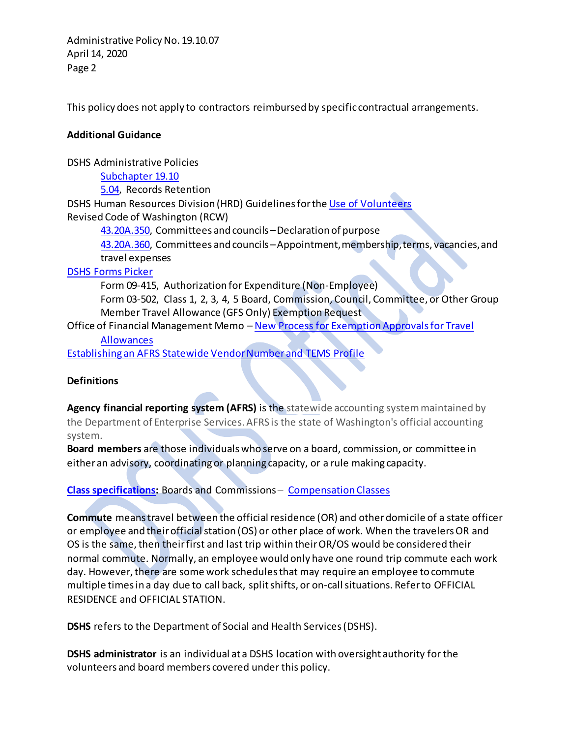This policy does not apply to contractors reimbursed by specific contractual arrangements.

**Additional Guidance**

DSHS Administrative Policies

- Subchapter 19.10
- 5.04, Records Retention

DSHS Human Resources Division (HRD) Guidelines for the Use of Volunteers

Revised Code of Washington (RCW)

- 43.20A.350, Committees and councils – Declaration of purpose
- 43.20A.360, Committees and councils – Appointment, membership, terms, vacancies, and travel expenses

DSHS Forms Picker

- Form 09-415, Authorization for Expenditure (Non-Employee)
- Form 03-502, Class 1, 2, 3, 4, 5 Board, Commission, Council, Committee, or Other Group Member Travel Allowance (GFS Only) Exemption Request

Office of Financial Management Memo – New Process for Exemption Approvals for Travel Allowances

Establishing an AFRS Statewide Vendor Number and TEMS Profile

**Definitions**

**Agency financial reporting system (AFRS)** is the statewide accounting system maintained by the Department of Enterprise Services. AFRS is the state of Washington's official accounting system.

**Board members** are those individuals who serve on a board, commission, or committee in either an advisory, coordinating or planning capacity, or a rule making capacity.

**Class specifications:** Boards and Commissions – Compensation Classes

**Commute** means travel between the official residence (OR) and other domicile of a state officer or employee and their official station (OS) or other place of work. When the travelers OR and OS is the same, then their first and last trip within their OR/OS would be considered their normal commute. Normally, an employee would only have one round trip commute each work day. However, there are some work schedules that may require an employee to commute multiple times in a day due to call back, split shifts, or on-call situations. Refer to OFFICIAL RESIDENCE and OFFICIAL STATION.

**DSHS** refers to the Department of Social and Health Services (DSHS).

**DSHS administrator** is an individual at a DSHS location with oversight authority for the volunteers and board members covered under this policy.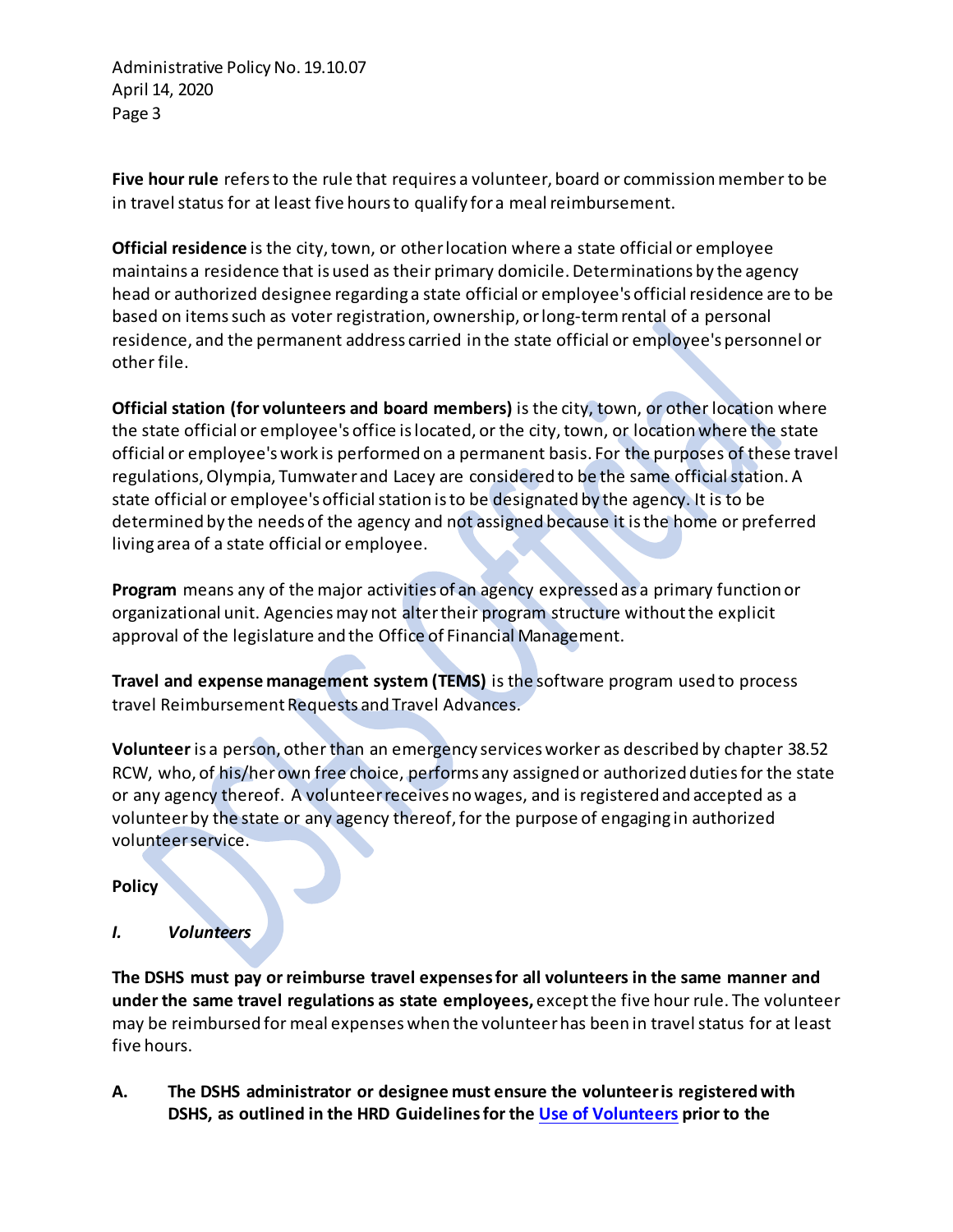**Five hour rule** refers to the rule that requires a volunteer, board or commission member to be in travel status for at least five hours to qualify for a meal reimbursement.

**Official residence** is the city, town, or other location where a state official or employee maintains a residence that is used as their primary domicile. Determinations by the agency head or authorized designee regarding a state official or employee's official residence are to be based on items such as voter registration, ownership, or long-term rental of a personal residence, and the permanent address carried in the state official or employee's personnel or other file.

**Official station (for volunteers and board members)** is the city, town, or other location where the state official or employee's office is located, or the city, town, or location where the state official or employee's work is performed on a permanent basis. For the purposes of these travel regulations, Olympia, Tumwater and Lacey are considered to be the same official station. A state official or employee's official station is to be designated by the agency. It is to be determined by the needs of the agency and not assigned because it is the home or preferred living area of a state official or employee.

**Program** means any of the major activities of an agency expressed as a primary function or organizational unit. Agencies may not alter their program structure without the explicit approval of the legislature and the Office of Financial Management.

**Travel and expense management system (TEMS)** is the software program used to process travel Reimbursement Requests and Travel Advances.

**Volunteer** is a person, other than an emergency services worker as described by chapter 38.52 RCW, who, of his/her own free choice, performs any assigned or authorized duties for the state or any agency thereof. A volunteer receives no wages, and is registered and accepted as a volunteer by the state or any agency thereof, for the purpose of engaging in authorized volunteer service.

**Policy**

***I. Volunteers***

**The DSHS must pay or reimburse travel expenses for all volunteers in the same manner and under the same travel regulations as state employees,** except the five hour rule. The volunteer may be reimbursed for meal expenses when the volunteer has been in travel status for at least five hours.

**A. The DSHS administrator or designee must ensure the volunteer is registered with DSHS, as outlined in the HRD Guidelines for the Use of Volunteers prior to the**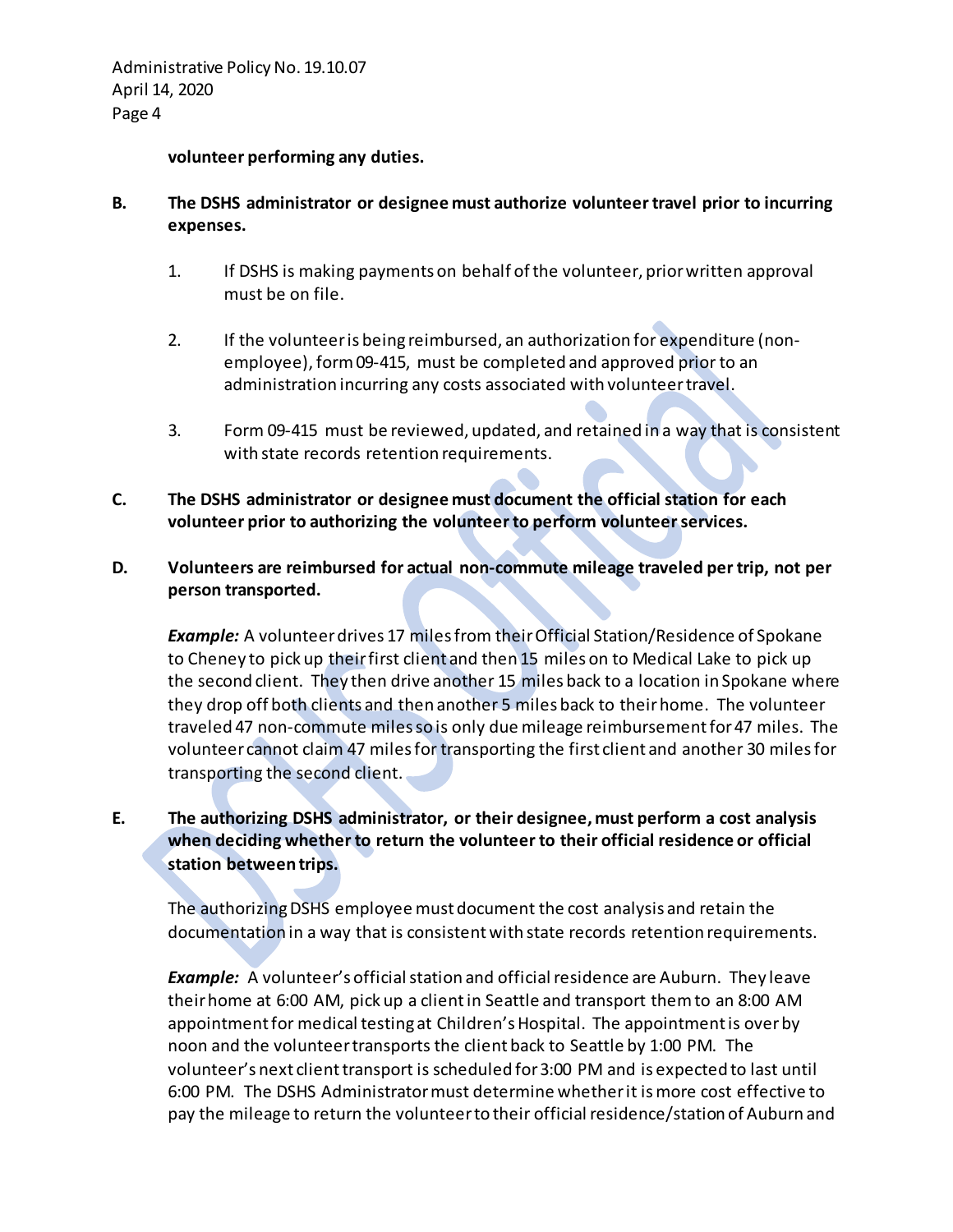**volunteer performing any duties.**

**B. The DSHS administrator or designee must authorize volunteer travel prior to incurring expenses.**

1. If DSHS is making payments on behalf of the volunteer, prior written approval must be on file.

2. If the volunteer is being reimbursed, an authorization for expenditure (non-employee), form 09-415, must be completed and approved prior to an administration incurring any costs associated with volunteer travel.

3. Form 09-415 must be reviewed, updated, and retained in a way that is consistent with state records retention requirements.

**C. The DSHS administrator or designee must document the official station for each volunteer prior to authorizing the volunteer to perform volunteer services.**

**D. Volunteers are reimbursed for actual non-commute mileage traveled per trip, not per person transported.**

***Example:*** A volunteer drives 17 miles from their Official Station/Residence of Spokane to Cheney to pick up their first client and then 15 miles on to Medical Lake to pick up the second client. They then drive another 15 miles back to a location in Spokane where they drop off both clients and then another 5 miles back to their home. The volunteer traveled 47 non-commute miles so is only due mileage reimbursement for 47 miles. The volunteer cannot claim 47 miles for transporting the first client and another 30 miles for transporting the second client.

**E. The authorizing DSHS administrator, or their designee, must perform a cost analysis when deciding whether to return the volunteer to their official residence or official station between trips.**

The authorizing DSHS employee must document the cost analysis and retain the documentation in a way that is consistent with state records retention requirements.

***Example:*** A volunteer's official station and official residence are Auburn. They leave their home at 6:00 AM, pick up a client in Seattle and transport them to an 8:00 AM appointment for medical testing at Children's Hospital. The appointment is over by noon and the volunteer transports the client back to Seattle by 1:00 PM. The volunteer's next client transport is scheduled for 3:00 PM and is expected to last until 6:00 PM. The DSHS Administrator must determine whether it is more cost effective to pay the mileage to return the volunteer to their official residence/station of Auburn and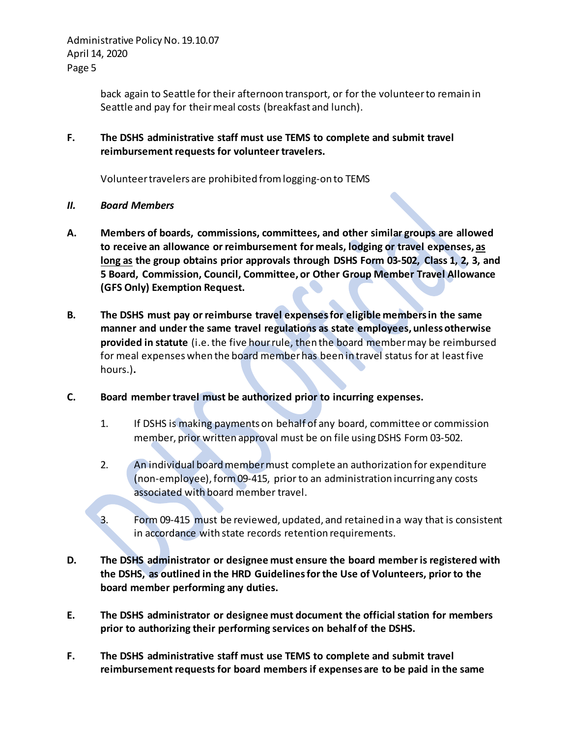back again to Seattle for their afternoon transport, or for the volunteer to remain in Seattle and pay for their meal costs (breakfast and lunch).

**F. The DSHS administrative staff must use TEMS to complete and submit travel reimbursement requests for volunteer travelers.**

Volunteer travelers are prohibited from logging-on to TEMS

## *II. Board Members*

**A. Members of boards, commissions, committees, and other similar groups are allowed to receive an allowance or reimbursement for meals, lodging or travel expenses, as long as the group obtains prior approvals through DSHS Form 03-502, Class 1, 2, 3, and 5 Board, Commission, Council, Committee, or Other Group Member Travel Allowance (GFS Only) Exemption Request.**

**B. The DSHS must pay or reimburse travel expenses for eligible members in the same manner and under the same travel regulations as state employees, unless otherwise provided in statute** (i.e. the five hour rule, then the board member may be reimbursed for meal expenses when the board member has been in travel status for at least five hours.)**.**

**C. Board member travel must be authorized prior to incurring expenses.**

1. If DSHS is making payments on behalf of any board, committee or commission member, prior written approval must be on file using DSHS Form 03-502.

2. An individual board member must complete an authorization for expenditure (non-employee), form 09-415, prior to an administration incurring any costs associated with board member travel.

3. Form 09-415 must be reviewed, updated, and retained in a way that is consistent in accordance with state records retention requirements.

**D. The DSHS administrator or designee must ensure the board member is registered with the DSHS, as outlined in the HRD Guidelines for the Use of Volunteers, prior to the board member performing any duties.**

**E. The DSHS administrator or designee must document the official station for members prior to authorizing their performing services on behalf of the DSHS.**

**F. The DSHS administrative staff must use TEMS to complete and submit travel reimbursement requests for board members if expenses are to be paid in the same**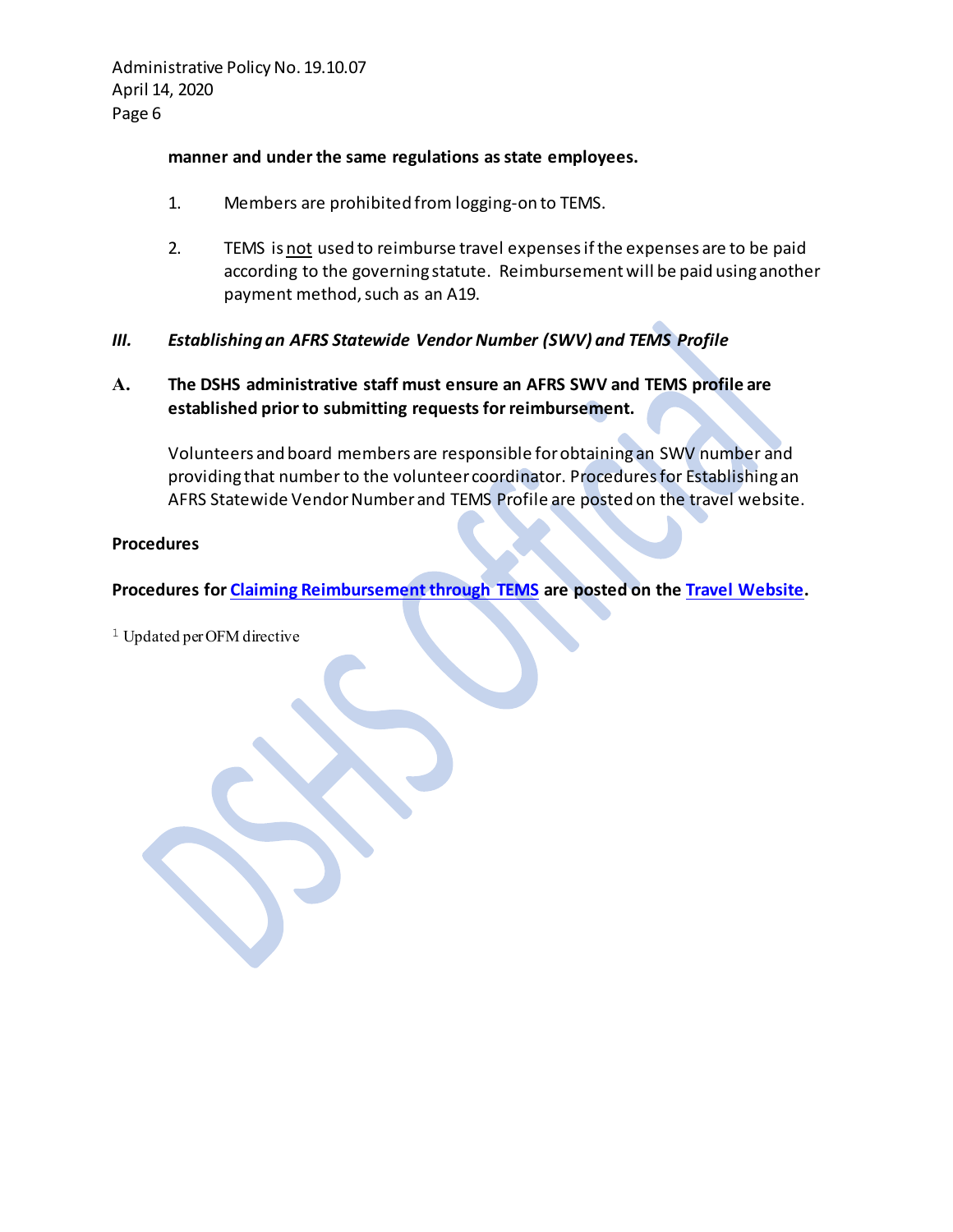**manner and under the same regulations as state employees.**

1. Members are prohibited from logging-on to TEMS.

2. TEMS is <u>not</u> used to reimburse travel expenses if the expenses are to be paid according to the governing statute. Reimbursement will be paid using another payment method, such as an A19.

### *III. Establishing an AFRS Statewide Vendor Number (SWV) and TEMS Profile*

**A. The DSHS administrative staff must ensure an AFRS SWV and TEMS profile are established prior to submitting requests for reimbursement.**

Volunteers and board members are responsible for obtaining an SWV number and providing that number to the volunteer coordinator. Procedures for Establishing an AFRS Statewide Vendor Number and TEMS Profile are posted on the travel website.

**Procedures**

**Procedures for Claiming Reimbursement through TEMS are posted on the Travel Website.**

[1] Updated per OFM directive